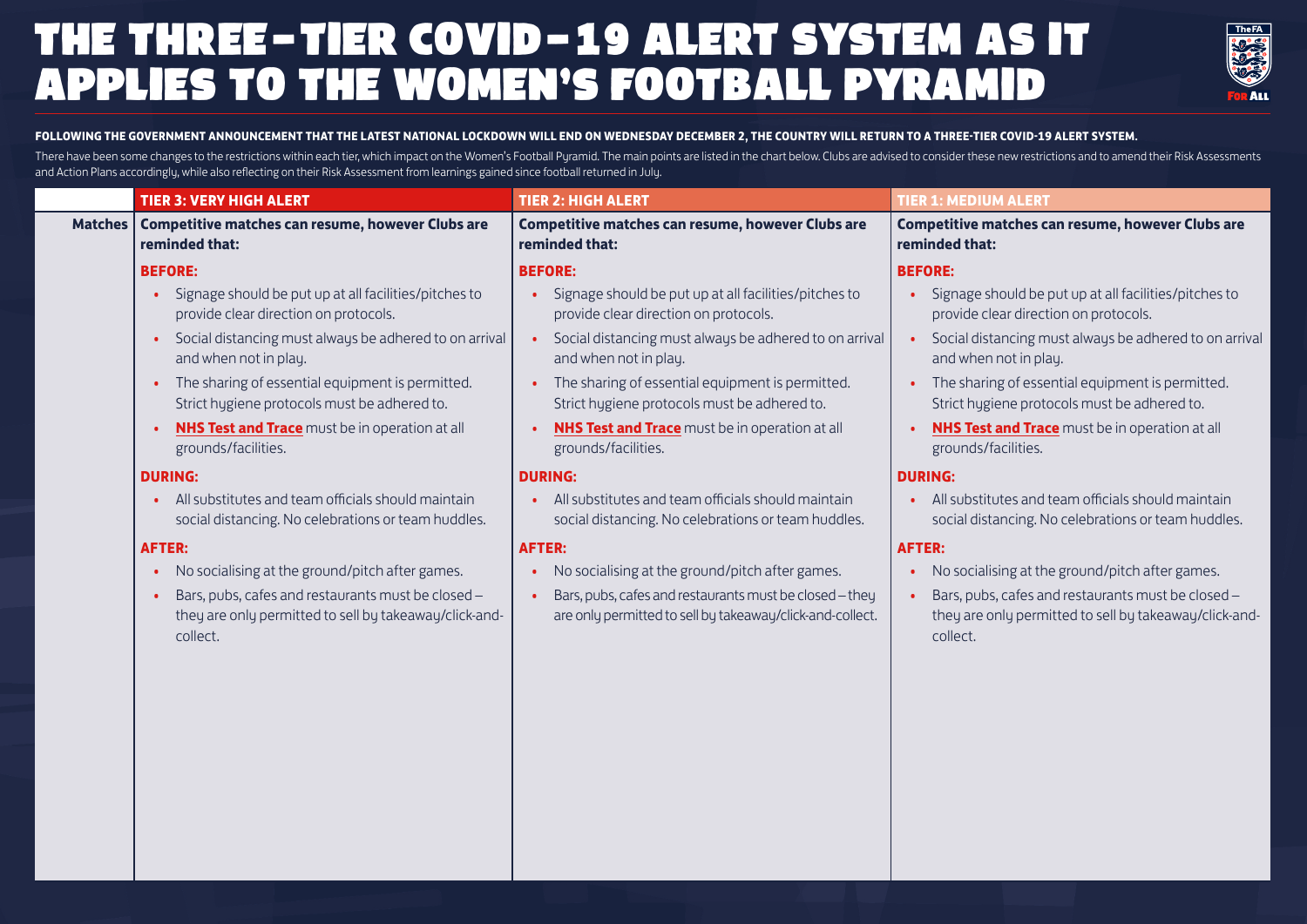# THE THREE-TIER COVID-19 ALERT SYSTEM AS IT APPLIES TO THE WOMEN'S FOOTBALL PYRAMID

**FOLLOWING THE GOVERNMENT ANNOUNCEMENT THAT THE LATEST NATIONAL LOCKDOWN WILL END ON WEDNESDAY DECEMBER 2, THE COUNTRY WILL RETURN TO A THREE-TIER COVID-19 ALERT SYSTEM.**

There have been some changes to the restrictions within each tier, which impact on the Women's Football Pyramid. The main points are listed in the chart below. Clubs are advised to consider these new restrictions and to amend their Risk Assessments and Action Plans accordingly, while also reflecting on their Risk Assessment from learnings gained since football returned in July.

| | TIER 3: VERY HIGH ALERT | TIER 2: HIGH ALERT | TIER 1: MEDIUM ALERT |
|---|---|---|---|
| **Matches** | **Competitive matches can resume, however Clubs are reminded that:**<br><br>**BEFORE:**<br>• Signage should be put up at all facilities/pitches to provide clear direction on protocols.<br>• Social distancing must always be adhered to on arrival and when not in play.<br>• The sharing of essential equipment is permitted. Strict hygiene protocols must be adhered to.<br>• **NHS Test and Trace** must be in operation at all grounds/facilities.<br><br>**DURING:**<br>• All substitutes and team officials should maintain social distancing. No celebrations or team huddles.<br><br>**AFTER:**<br>• No socialising at the ground/pitch after games.<br>• Bars, pubs, cafes and restaurants must be closed – they are only permitted to sell by takeaway/click-and-collect. | **Competitive matches can resume, however Clubs are reminded that:**<br><br>**BEFORE:**<br>• Signage should be put up at all facilities/pitches to provide clear direction on protocols.<br>• Social distancing must always be adhered to on arrival and when not in play.<br>• The sharing of essential equipment is permitted. Strict hygiene protocols must be adhered to.<br>• **NHS Test and Trace** must be in operation at all grounds/facilities.<br><br>**DURING:**<br>• All substitutes and team officials should maintain social distancing. No celebrations or team huddles.<br><br>**AFTER:**<br>• No socialising at the ground/pitch after games.<br>• Bars, pubs, cafes and restaurants must be closed – they are only permitted to sell by takeaway/click-and-collect. | **Competitive matches can resume, however Clubs are reminded that:**<br><br>**BEFORE:**<br>• Signage should be put up at all facilities/pitches to provide clear direction on protocols.<br>• Social distancing must always be adhered to on arrival and when not in play.<br>• The sharing of essential equipment is permitted. Strict hygiene protocols must be adhered to.<br>• **NHS Test and Trace** must be in operation at all grounds/facilities.<br><br>**DURING:**<br>• All substitutes and team officials should maintain social distancing. No celebrations or team huddles.<br><br>**AFTER:**<br>• No socialising at the ground/pitch after games.<br>• Bars, pubs, cafes and restaurants must be closed – they are only permitted to sell by takeaway/click-and-collect. |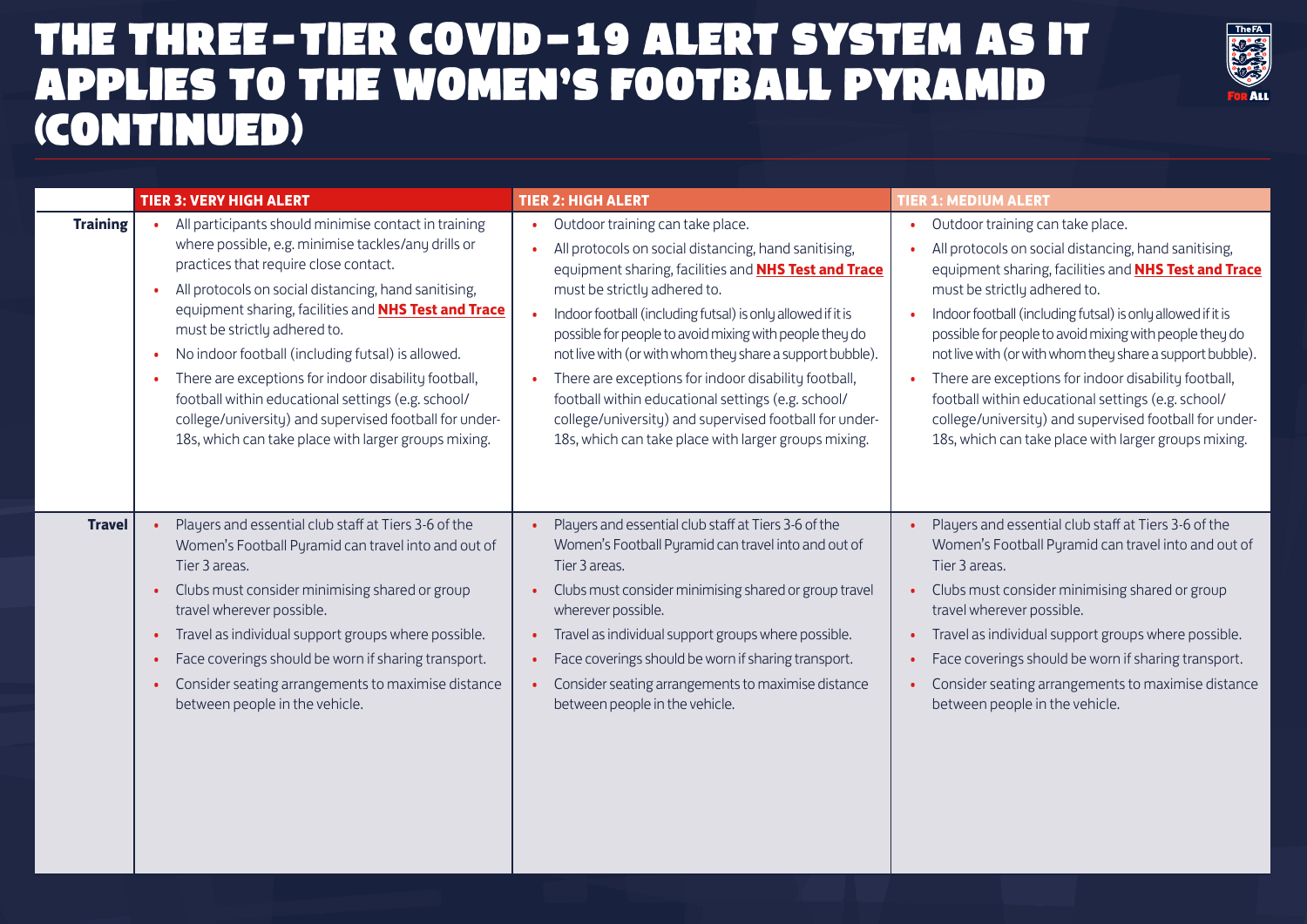# THE THREE-TIER COVID-19 ALERT SYSTEM AS IT APPLIES TO THE WOMEN'S FOOTBALL PYRAMID (CONTINUED)

| | TIER 3: VERY HIGH ALERT | TIER 2: HIGH ALERT | TIER 1: MEDIUM ALERT |
|---|---|---|---|
| **Training** | • All participants should minimise contact in training where possible, e.g. minimise tackles/any drills or practices that require close contact.<br>• All protocols on social distancing, hand sanitising, equipment sharing, facilities and **NHS Test and Trace** must be strictly adhered to.<br>• No indoor football (including futsal) is allowed.<br>• There are exceptions for indoor disability football, football within educational settings (e.g. school/ college/university) and supervised football for under-18s, which can take place with larger groups mixing. | • Outdoor training can take place.<br>• All protocols on social distancing, hand sanitising, equipment sharing, facilities and **NHS Test and Trace** must be strictly adhered to.<br>• Indoor football (including futsal) is only allowed if it is possible for people to avoid mixing with people they do not live with (or with whom they share a support bubble).<br>• There are exceptions for indoor disability football, football within educational settings (e.g. school/ college/university) and supervised football for under-18s, which can take place with larger groups mixing. | • Outdoor training can take place.<br>• All protocols on social distancing, hand sanitising, equipment sharing, facilities and **NHS Test and Trace** must be strictly adhered to.<br>• Indoor football (including futsal) is only allowed if it is possible for people to avoid mixing with people they do not live with (or with whom they share a support bubble).<br>• There are exceptions for indoor disability football, football within educational settings (e.g. school/ college/university) and supervised football for under-18s, which can take place with larger groups mixing. |
| **Travel** | • Players and essential club staff at Tiers 3-6 of the Women's Football Pyramid can travel into and out of Tier 3 areas.<br>• Clubs must consider minimising shared or group travel wherever possible.<br>• Travel as individual support groups where possible.<br>• Face coverings should be worn if sharing transport.<br>• Consider seating arrangements to maximise distance between people in the vehicle. | • Players and essential club staff at Tiers 3-6 of the Women's Football Pyramid can travel into and out of Tier 3 areas.<br>• Clubs must consider minimising shared or group travel wherever possible.<br>• Travel as individual support groups where possible.<br>• Face coverings should be worn if sharing transport.<br>• Consider seating arrangements to maximise distance between people in the vehicle. | • Players and essential club staff at Tiers 3-6 of the Women's Football Pyramid can travel into and out of Tier 3 areas.<br>• Clubs must consider minimising shared or group travel wherever possible.<br>• Travel as individual support groups where possible.<br>• Face coverings should be worn if sharing transport.<br>• Consider seating arrangements to maximise distance between people in the vehicle. |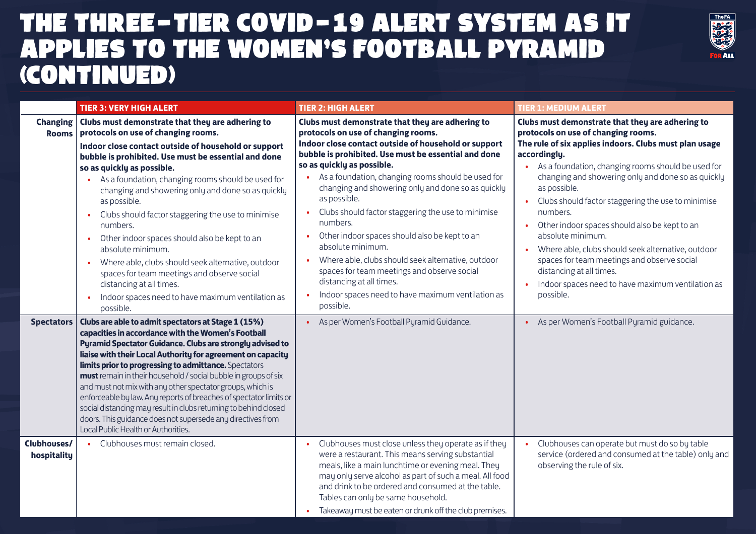# THE THREE-TIER COVID-19 ALERT SYSTEM AS IT APPLIES TO THE WOMEN'S FOOTBALL PYRAMID (CONTINUED)

| | TIER 3: VERY HIGH ALERT | TIER 2: HIGH ALERT | TIER 1: MEDIUM ALERT |
|---|---|---|---|
| **Changing Rooms** | **Clubs must demonstrate that they are adhering to protocols on use of changing rooms.**<br>**Indoor close contact outside of household or support bubble is prohibited. Use must be essential and done so as quickly as possible.**<br>• As a foundation, changing rooms should be used for changing and showering only and done so as quickly as possible.<br>• Clubs should factor staggering the use to minimise numbers.<br>• Other indoor spaces should also be kept to an absolute minimum.<br>• Where able, clubs should seek alternative, outdoor spaces for team meetings and observe social distancing at all times.<br>• Indoor spaces need to have maximum ventilation as possible. | **Clubs must demonstrate that they are adhering to protocols on use of changing rooms.**<br>**Indoor close contact outside of household or support bubble is prohibited. Use must be essential and done so as quickly as possible.**<br>• As a foundation, changing rooms should be used for changing and showering only and done so as quickly as possible.<br>• Clubs should factor staggering the use to minimise numbers.<br>• Other indoor spaces should also be kept to an absolute minimum.<br>• Where able, clubs should seek alternative, outdoor spaces for team meetings and observe social distancing at all times.<br>• Indoor spaces need to have maximum ventilation as possible. | **Clubs must demonstrate that they are adhering to protocols on use of changing rooms.**<br>**The rule of six applies indoors. Clubs must plan usage accordingly.**<br>• As a foundation, changing rooms should be used for changing and showering only and done so as quickly as possible.<br>• Clubs should factor staggering the use to minimise numbers.<br>• Other indoor spaces should also be kept to an absolute minimum.<br>• Where able, clubs should seek alternative, outdoor spaces for team meetings and observe social distancing at all times.<br>• Indoor spaces need to have maximum ventilation as possible. |
| **Spectators** | **Clubs are able to admit spectators at Stage 1 (15%) capacities in accordance with the Women's Football Pyramid Spectator Guidance. Clubs are strongly advised to liaise with their Local Authority for agreement on capacity limits prior to progressing to admittance.** Spectators **must** remain in their household / social bubble in groups of six and must not mix with any other spectator groups, which is enforceable by law. Any reports of breaches of spectator limits or social distancing may result in clubs returning to behind closed doors. This guidance does not supersede any directives from Local Public Health or Authorities. | • As per Women's Football Pyramid Guidance. | • As per Women's Football Pyramid guidance. |
| **Clubhouses/ hospitality** | • Clubhouses must remain closed. | • Clubhouses must close unless they operate as if they were a restaurant. This means serving substantial meals, like a main lunchtime or evening meal. They may only serve alcohol as part of such a meal. All food and drink to be ordered and consumed at the table. Tables can only be same household.<br>• Takeaway must be eaten or drunk off the club premises. | • Clubhouses can operate but must do so by table service (ordered and consumed at the table) only and observing the rule of six. |